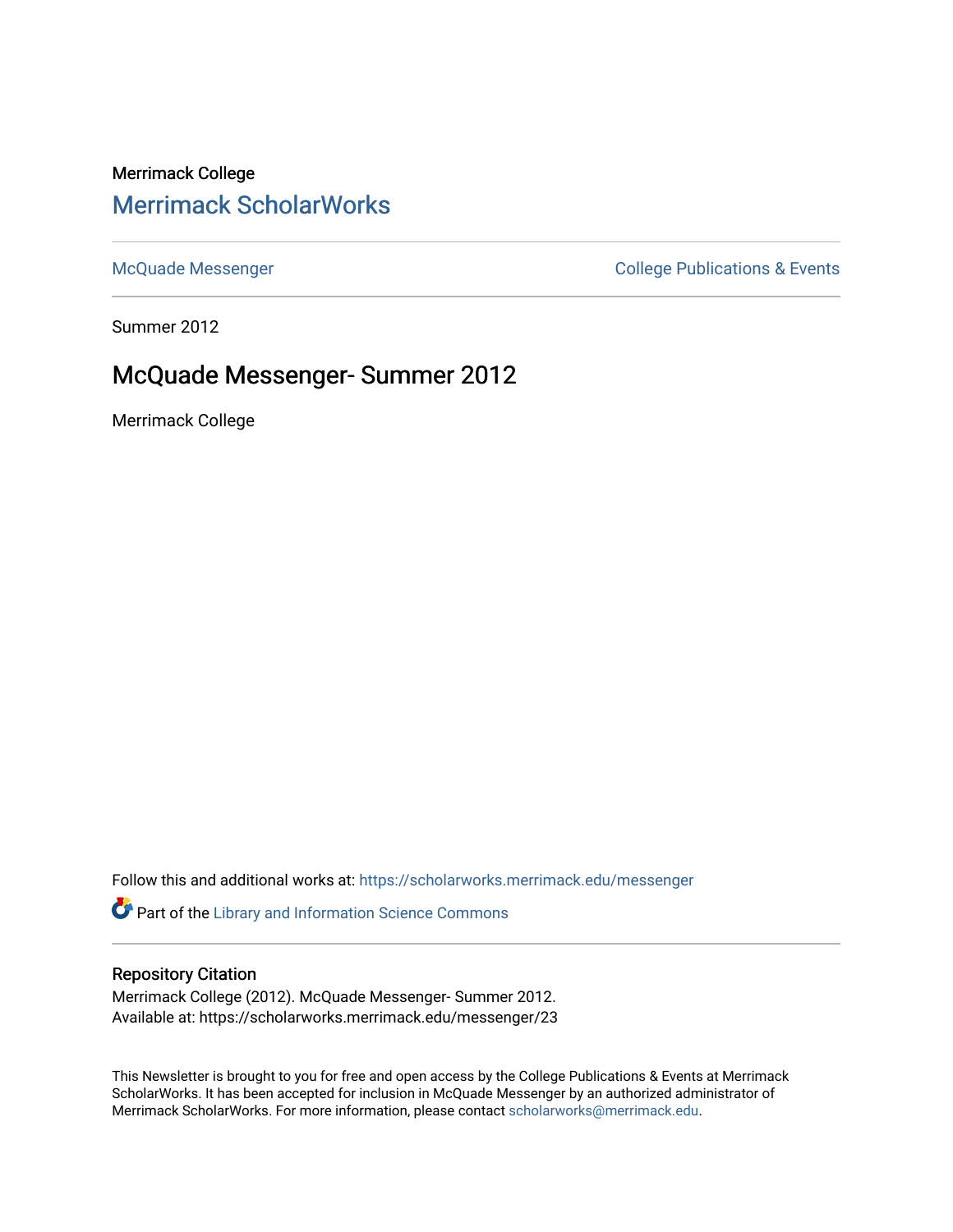Merrimack College

# Merrimack ScholarWorks

McQuade Messenger

College Publications & Events

Summer 2012

## McQuade Messenger- Summer 2012

Merrimack College

Follow this and additional works at: https://scholarworks.merrimack.edu/messenger

Part of the Library and Information Science Commons

### Repository Citation

Merrimack College (2012). McQuade Messenger- Summer 2012.
Available at: https://scholarworks.merrimack.edu/messenger/23

This Newsletter is brought to you for free and open access by the College Publications & Events at Merrimack ScholarWorks. It has been accepted for inclusion in McQuade Messenger by an authorized administrator of Merrimack ScholarWorks. For more information, please contact scholarworks@merrimack.edu.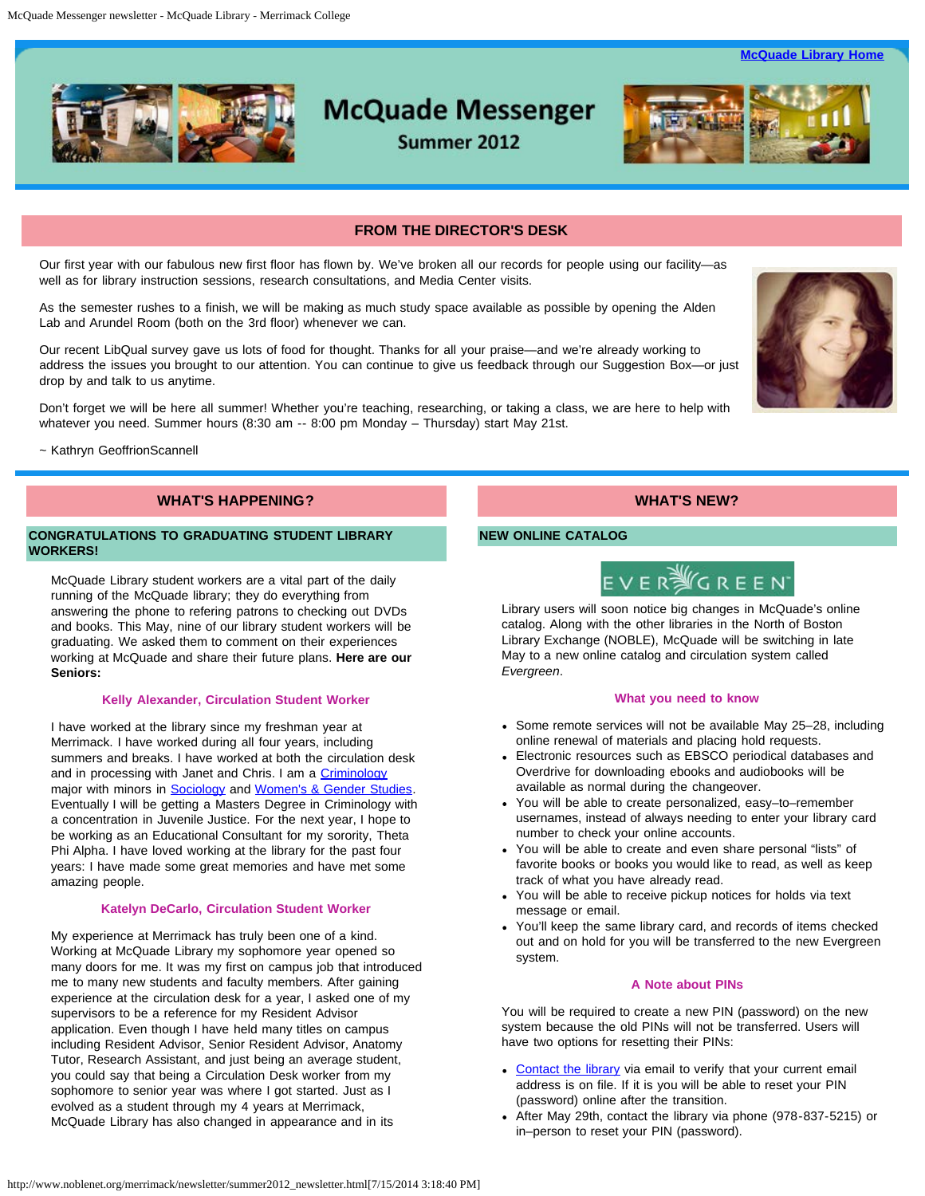[McQuade Library Home](#)

# McQuade Messenger

## Summer 2012

## FROM THE DIRECTOR'S DESK

Our first year with our fabulous new first floor has flown by. We've broken all our records for people using our facility—as well as for library instruction sessions, research consultations, and Media Center visits.

As the semester rushes to a finish, we will be making as much study space available as possible by opening the Alden Lab and Arundel Room (both on the 3rd floor) whenever we can.

Our recent LibQual survey gave us lots of food for thought. Thanks for all your praise—and we're already working to address the issues you brought to our attention. You can continue to give us feedback through our Suggestion Box—or just drop by and talk to us anytime.

Don't forget we will be here all summer! Whether you're teaching, researching, or taking a class, we are here to help with whatever you need. Summer hours (8:30 am -- 8:00 pm Monday – Thursday) start May 21st.

~ Kathryn GeoffrionScannell

## WHAT'S HAPPENING?

### CONGRATULATIONS TO GRADUATING STUDENT LIBRARY WORKERS!

McQuade Library student workers are a vital part of the daily running of the McQuade library; they do everything from answering the phone to refering patrons to checking out DVDs and books. This May, nine of our library student workers will be graduating. We asked them to comment on their experiences working at McQuade and share their future plans. **Here are our Seniors:**

#### Kelly Alexander, Circulation Student Worker

I have worked at the library since my freshman year at Merrimack. I have worked during all four years, including summers and breaks. I have worked at both the circulation desk and in processing with Janet and Chris. I am a [Criminology](#) major with minors in [Sociology](#) and [Women's & Gender Studies](#). Eventually I will be getting a Masters Degree in Criminology with a concentration in Juvenile Justice. For the next year, I hope to be working as an Educational Consultant for my sorority, Theta Phi Alpha. I have loved working at the library for the past four years: I have made some great memories and have met some amazing people.

#### Katelyn DeCarlo, Circulation Student Worker

My experience at Merrimack has truly been one of a kind. Working at McQuade Library my sophomore year opened so many doors for me. It was my first on campus job that introduced me to many new students and faculty members. After gaining experience at the circulation desk for a year, I asked one of my supervisors to be a reference for my Resident Advisor application. Even though I have held many titles on campus including Resident Advisor, Senior Resident Advisor, Anatomy Tutor, Research Assistant, and just being an average student, you could say that being a Circulation Desk worker from my sophomore to senior year was where I got started. Just as I evolved as a student through my 4 years at Merrimack, McQuade Library has also changed in appearance and in its

## WHAT'S NEW?

### NEW ONLINE CATALOG

EVERGREEN

Library users will soon notice big changes in McQuade's online catalog. Along with the other libraries in the North of Boston Library Exchange (NOBLE), McQuade will be switching in late May to a new online catalog and circulation system called *Evergreen*.

#### What you need to know

- Some remote services will not be available May 25–28, including online renewal of materials and placing hold requests.
- Electronic resources such as EBSCO periodical databases and Overdrive for downloading ebooks and audiobooks will be available as normal during the changeover.
- You will be able to create personalized, easy–to–remember usernames, instead of always needing to enter your library card number to check your online accounts.
- You will be able to create and even share personal "lists" of favorite books or books you would like to read, as well as keep track of what you have already read.
- You will be able to receive pickup notices for holds via text message or email.
- You'll keep the same library card, and records of items checked out and on hold for you will be transferred to the new Evergreen system.

#### A Note about PINs

You will be required to create a new PIN (password) on the new system because the old PINs will not be transferred. Users will have two options for resetting their PINs:

- [Contact the library](#) via email to verify that your current email address is on file. If it is you will be able to reset your PIN (password) online after the transition.
- After May 29th, contact the library via phone (978-837-5215) or in–person to reset your PIN (password).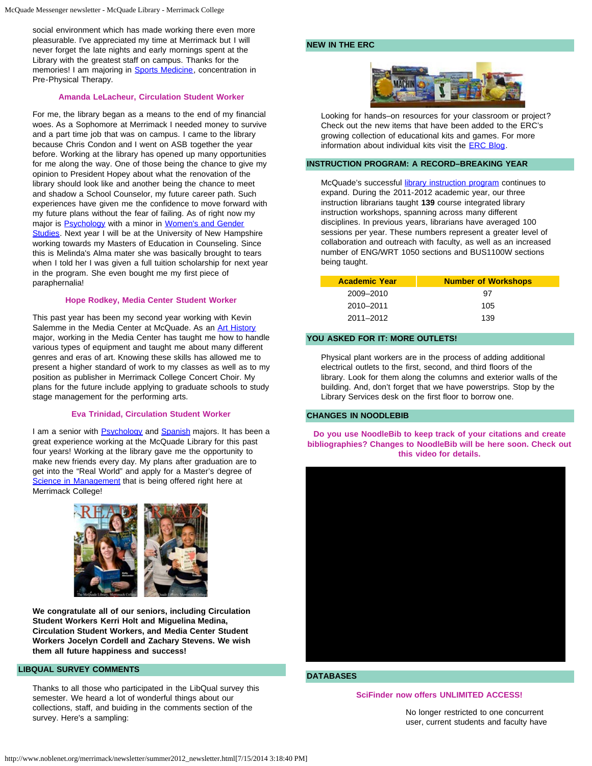social environment which has made working there even more pleasurable. I've appreciated my time at Merrimack but I will never forget the late nights and early mornings spent at the Library with the greatest staff on campus. Thanks for the memories! I am majoring in Sports Medicine, concentration in Pre-Physical Therapy.

**Amanda LeLacheur, Circulation Student Worker**

For me, the library began as a means to the end of my financial woes. As a Sophomore at Merrimack I needed money to survive and a part time job that was on campus. I came to the library because Chris Condon and I went on ASB together the year before. Working at the library has opened up many opportunities for me along the way. One of those being the chance to give my opinion to President Hopey about what the renovation of the library should look like and another being the chance to meet and shadow a School Counselor, my future career path. Such experiences have given me the confidence to move forward with my future plans without the fear of failing. As of right now my major is Psychology with a minor in Women's and Gender Studies. Next year I will be at the University of New Hampshire working towards my Masters of Education in Counseling. Since this is Melinda's Alma mater she was basically brought to tears when I told her I was given a full tuition scholarship for next year in the program. She even bought me my first piece of paraphernalia!

**Hope Rodkey, Media Center Student Worker**

This past year has been my second year working with Kevin Salemme in the Media Center at McQuade. As an Art History major, working in the Media Center has taught me how to handle various types of equipment and taught me about many different genres and eras of art. Knowing these skills has allowed me to present a higher standard of work to my classes as well as to my position as publisher in Merrimack College Concert Choir. My plans for the future include applying to graduate schools to study stage management for the performing arts.

**Eva Trinidad, Circulation Student Worker**

I am a senior with Psychology and Spanish majors. It has been a great experience working at the McQuade Library for this past four years! Working at the library gave me the opportunity to make new friends every day. My plans after graduation are to get into the "Real World" and apply for a Master's degree of Science in Management that is being offered right here at Merrimack College!

**We congratulate all of our seniors, including Circulation Student Workers Kerri Holt and Miguelina Medina, Circulation Student Workers, and Media Center Student Workers Jocelyn Cordell and Zachary Stevens. We wish them all future happiness and success!**

## LIBQUAL SURVEY COMMENTS

Thanks to all those who participated in the LibQual survey this semester. We heard a lot of wonderful things about our collections, staff, and buiding in the comments section of the survey. Here's a sampling:

## NEW IN THE ERC

Looking for hands–on resources for your classroom or project? Check out the new items that have been added to the ERC's growing collection of educational kits and games. For more information about individual kits visit the ERC Blog.

## INSTRUCTION PROGRAM: A RECORD–BREAKING YEAR

McQuade's successful library instruction program continues to expand. During the 2011-2012 academic year, our three instruction librarians taught **139** course integrated library instruction workshops, spanning across many different disciplines. In previous years, librarians have averaged 100 sessions per year. These numbers represent a greater level of collaboration and outreach with faculty, as well as an increased number of ENG/WRT 1050 sections and BUS1100W sections being taught.

| Academic Year | Number of Workshops |
|---|---|
| 2009–2010 | 97 |
| 2010–2011 | 105 |
| 2011–2012 | 139 |

## YOU ASKED FOR IT: MORE OUTLETS!

Physical plant workers are in the process of adding additional electrical outlets to the first, second, and third floors of the library. Look for them along the columns and exterior walls of the building. And, don't forget that we have powerstrips. Stop by the Library Services desk on the first floor to borrow one.

## CHANGES IN NOODLEBIB

**Do you use NoodleBib to keep track of your citations and create bibliographies? Changes to NoodleBib will be here soon. Check out this video for details.**

## DATABASES

**SciFinder now offers UNLIMITED ACCESS!**

No longer restricted to one concurrent user, current students and faculty have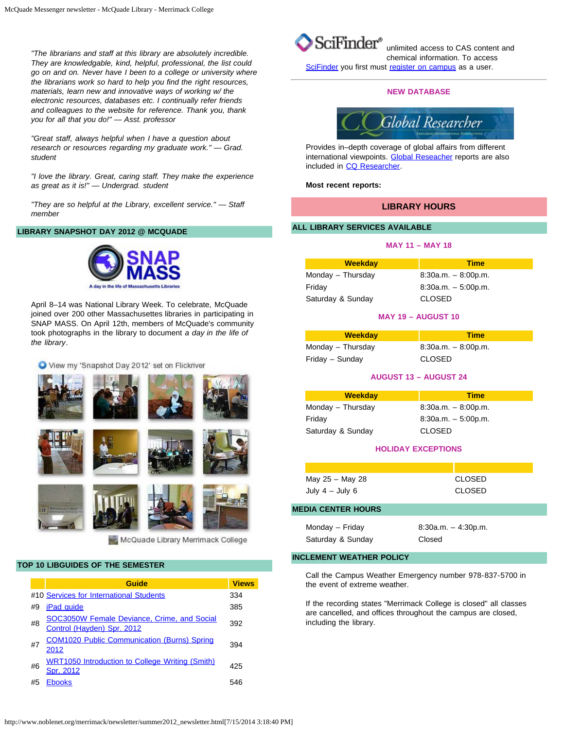"The librarians and staff at this library are absolutely incredible. They are knowledgable, kind, helpful, professional, the list could go on and on. Never have I been to a college or university where the librarians work so hard to help you find the right resources, materials, learn new and innovative ways of working w/ the electronic resources, databases etc. I continually refer friends and colleagues to the website for reference. Thank you, thank you for all that you do!" — Asst. professor

"Great staff, always helpful when I have a question about research or resources regarding my graduate work." — Grad. student

"I love the library. Great, caring staff. They make the experience as great as it is!" — Undergrad. student

"They are so helpful at the Library, excellent service." — Staff member

## LIBRARY SNAPSHOT DAY 2012 @ MCQUADE

SNAP MASS
A day in the life of Massachusetts Libraries

April 8–14 was National Library Week. To celebrate, McQuade joined over 200 other Massachusettes libraries in participating in SNAP MASS. On April 12th, members of McQuade's community took photographs in the library to document *a day in the life of the library*.

View my 'Snapshot Day 2012' set on Flickriver

McQuade Library Merrimack College

## TOP 10 LIBGUIDES OF THE SEMESTER

| | Guide | Views |
|---|---|---|
| #10 | Services for International Students | 334 |
| #9 | iPad guide | 385 |
| #8 | SOC3050W Female Deviance, Crime, and Social Control (Hayden) Spr. 2012 | 392 |
| #7 | COM1020 Public Communication (Burns) Spring 2012 | 394 |
| #6 | WRT1050 Introduction to College Writing (Smith) Spr. 2012 | 425 |
| #5 | Ebooks | 546 |

SciFinder® unlimited access to CAS content and chemical information. To access SciFinder you first must register on campus as a user.

### NEW DATABASE

CQ Global Researcher

Provides in–depth coverage of global affairs from different international viewpoints. Global Reseacher reports are also included in CQ Researcher.

**Most recent reports:**

## LIBRARY HOURS

### ALL LIBRARY SERVICES AVAILABLE

**MAY 11 – MAY 18**

| Weekday | Time |
|---|---|
| Monday – Thursday | 8:30a.m. – 8:00p.m. |
| Friday | 8:30a.m. – 5:00p.m. |
| Saturday & Sunday | CLOSED |

**MAY 19 – AUGUST 10**

| Weekday | Time |
|---|---|
| Monday – Thursday | 8:30a.m. – 8:00p.m. |
| Friday – Sunday | CLOSED |

**AUGUST 13 – AUGUST 24**

| Weekday | Time |
|---|---|
| Monday – Thursday | 8:30a.m. – 8:00p.m. |
| Friday | 8:30a.m. – 5:00p.m. |
| Saturday & Sunday | CLOSED |

**HOLIDAY EXCEPTIONS**

| | |
|---|---|
| May 25 – May 28 | CLOSED |
| July 4 – July 6 | CLOSED |

### MEDIA CENTER HOURS

| | |
|---|---|
| Monday – Friday | 8:30a.m. – 4:30p.m. |
| Saturday & Sunday | Closed |

### INCLEMENT WEATHER POLICY

Call the Campus Weather Emergency number 978-837-5700 in the event of extreme weather.

If the recording states "Merrimack College is closed" all classes are cancelled, and offices throughout the campus are closed, including the library.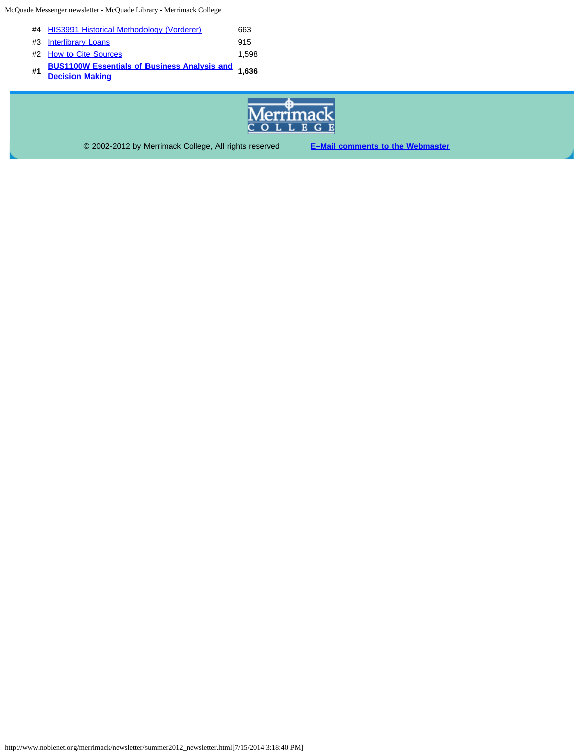| | | |
|---|---|---|
| #4 | HIS3991 Historical Methodology (Vorderer) | 663 |
| #3 | Interlibrary Loans | 915 |
| #2 | How to Cite Sources | 1,598 |
| **#1** | **BUS1100W Essentials of Business Analysis and Decision Making** | **1,636** |

Merrimack College

© 2002-2012 by Merrimack College, All rights reserved **E-Mail comments to the Webmaster**